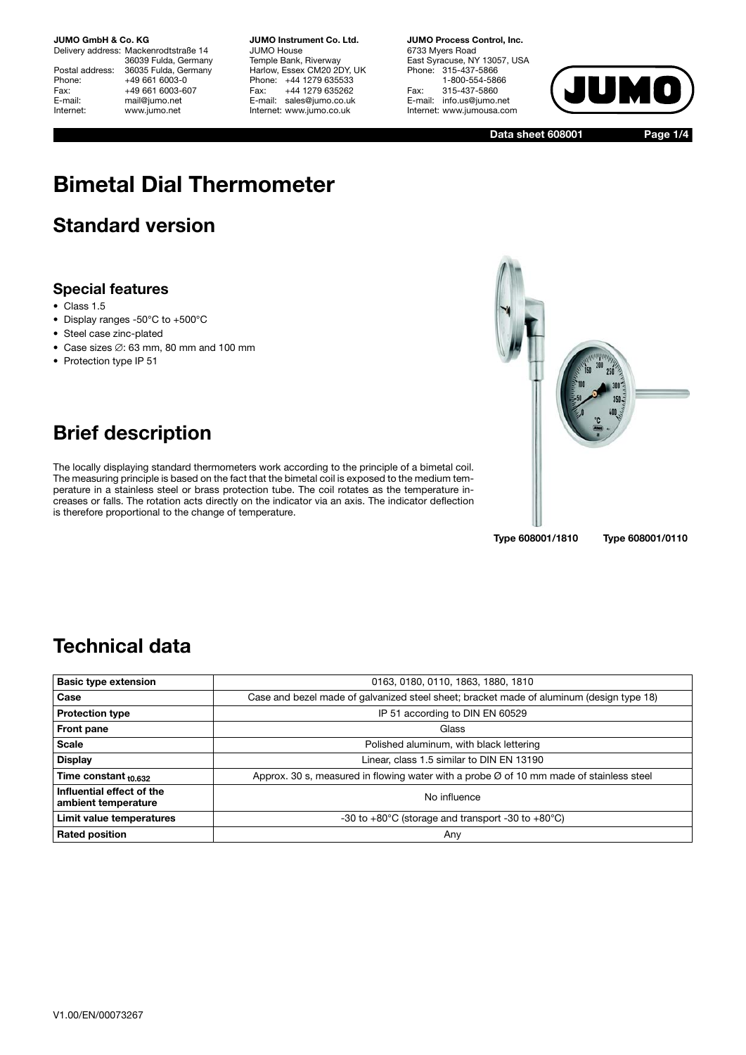**JUMO GmbH & Co. KG**
Delivery address: Mackenrodtstraße 14
36039 Fulda, Germany
Postal address: 36035 Fulda, Germany
Phone: +49 661 6003-0
Fax: +49 661 6003-607
E-mail: mail@jumo.net
Internet: www.jumo.net

**JUMO Instrument Co. Ltd.**
JUMO House
Temple Bank, Riverway
Harlow, Essex CM20 2DY, UK
Phone: +44 1279 635533
Fax: +44 1279 635262
E-mail: sales@jumo.co.uk
Internet: www.jumo.co.uk

**JUMO Process Control, Inc.**
6733 Myers Road
East Syracuse, NY 13057, USA
Phone: 315-437-5866
1-800-554-5866
Fax: 315-437-5860
E-mail: info.us@jumo.net
Internet: www.jumousa.com

**Data sheet 608001**

# Bimetal Dial Thermometer

## Standard version

### Special features

- Class 1.5
- Display ranges -50°C to +500°C
- Steel case zinc-plated
- Case sizes ∅: 63 mm, 80 mm and 100 mm
- Protection type IP 51

## Brief description

The locally displaying standard thermometers work according to the principle of a bimetal coil. The measuring principle is based on the fact that the bimetal coil is exposed to the medium temperature in a stainless steel or brass protection tube. The coil rotates as the temperature increases or falls. The rotation acts directly on the indicator via an axis. The indicator deflection is therefore proportional to the change of temperature.

**Type 608001/1810** **Type 608001/0110**

## Technical data

| | |
|---|---|
| **Basic type extension** | 0163, 0180, 0110, 1863, 1880, 1810 |
| **Case** | Case and bezel made of galvanized steel sheet; bracket made of aluminum (design type 18) |
| **Protection type** | IP 51 according to DIN EN 60529 |
| **Front pane** | Glass |
| **Scale** | Polished aluminum, with black lettering |
| **Display** | Linear, class 1.5 similar to DIN EN 13190 |
| **Time constant $t_{0.632}$** | Approx. 30 s, measured in flowing water with a probe Ø of 10 mm made of stainless steel |
| **Influential effect of the ambient temperature** | No influence |
| **Limit value temperatures** | -30 to +80°C (storage and transport -30 to +80°C) |
| **Rated position** | Any |

V1.00/EN/00073267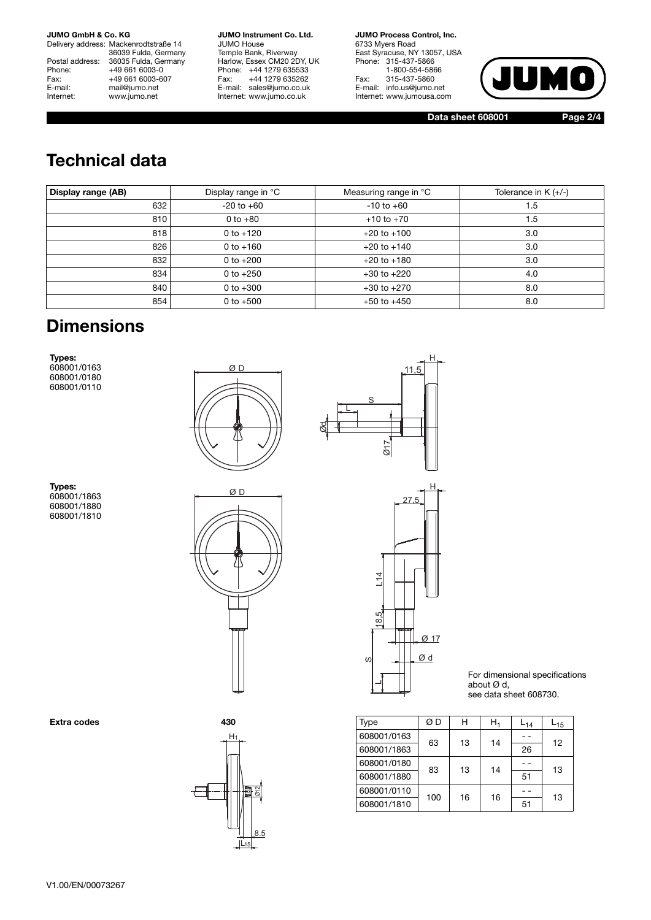# Technical data

| Display range (AB) | Display range in °C | Measuring range in °C | Tolerance in K (+/-) |
|---|---|---|---|
| 632 | -20 to +60 | -10 to +60 | 1.5 |
| 810 | 0 to +80 | +10 to +70 | 1.5 |
| 818 | 0 to +120 | +20 to +100 | 3.0 |
| 826 | 0 to +160 | +20 to +140 | 3.0 |
| 832 | 0 to +200 | +20 to +180 | 3.0 |
| 834 | 0 to +250 | +30 to +220 | 4.0 |
| 840 | 0 to +300 | +30 to +270 | 8.0 |
| 854 | 0 to +500 | +50 to +450 | 8.0 |

# Dimensions

**Types:**
608001/0163
608001/0180
608001/0110

**Types:**
608001/1863
608001/1880
608001/1810

For dimensional specifications about Ø d, see data sheet 608730.

**Extra codes** **430**

| Type | Ø D | H | $H_1$ | $L_{14}$ | $L_{15}$ |
|---|---|---|---|---|---|
| 608001/0163 | 63 | 13 | 14 | - - | 12 |
| 608001/1863 | | | | 26 | |
| 608001/0180 | 83 | 13 | 14 | - - | 13 |
| 608001/1880 | | | | 51 | |
| 608001/0110 | 100 | 16 | 16 | - - | 13 |
| 608001/1810 | | | | 51 | |

V1.00/EN/00073267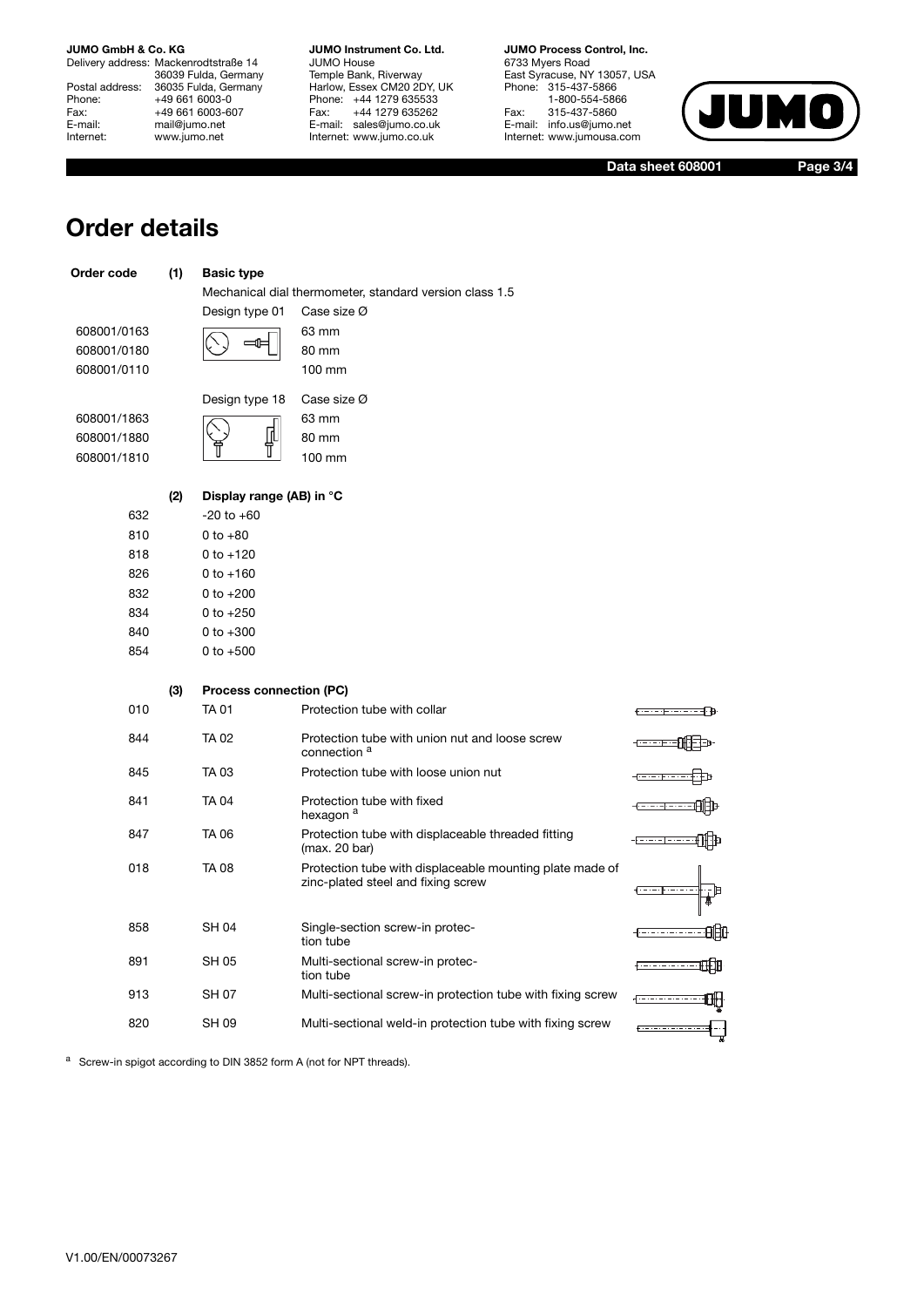# Order details

| Order code | (1) | **Basic type** | |
|---|---|---|---|
| | | Mechanical dial thermometer, standard version class 1.5 | |
| | | Design type 01 | Case size Ø |
| 608001/0163 | | | 63 mm |
| 608001/0180 | | | 80 mm |
| 608001/0110 | | | 100 mm |
| | | Design type 18 | Case size Ø |
| 608001/1863 | | | 63 mm |
| 608001/1880 | | | 80 mm |
| 608001/1810 | | | 100 mm |

| | (2) | **Display range (AB) in °C** |
|---|---|---|
| 632 | | -20 to +60 |
| 810 | | 0 to +80 |
| 818 | | 0 to +120 |
| 826 | | 0 to +160 |
| 832 | | 0 to +200 |
| 834 | | 0 to +250 |
| 840 | | 0 to +300 |
| 854 | | 0 to +500 |

| | (3) | **Process connection (PC)** | |
|---|---|---|---|
| 010 | | TA 01 | Protection tube with collar |
| 844 | | TA 02 | Protection tube with union nut and loose screw connection [a] |
| 845 | | TA 03 | Protection tube with loose union nut |
| 841 | | TA 04 | Protection tube with fixed hexagon [a] |
| 847 | | TA 06 | Protection tube with displaceable threaded fitting (max. 20 bar) |
| 018 | | TA 08 | Protection tube with displaceable mounting plate made of zinc-plated steel and fixing screw |
| 858 | | SH 04 | Single-section screw-in protection tube |
| 891 | | SH 05 | Multi-sectional screw-in protection tube |
| 913 | | SH 07 | Multi-sectional screw-in protection tube with fixing screw |
| 820 | | SH 09 | Multi-sectional weld-in protection tube with fixing screw |

[a] Screw-in spigot according to DIN 3852 form A (not for NPT threads).

V1.00/EN/00073267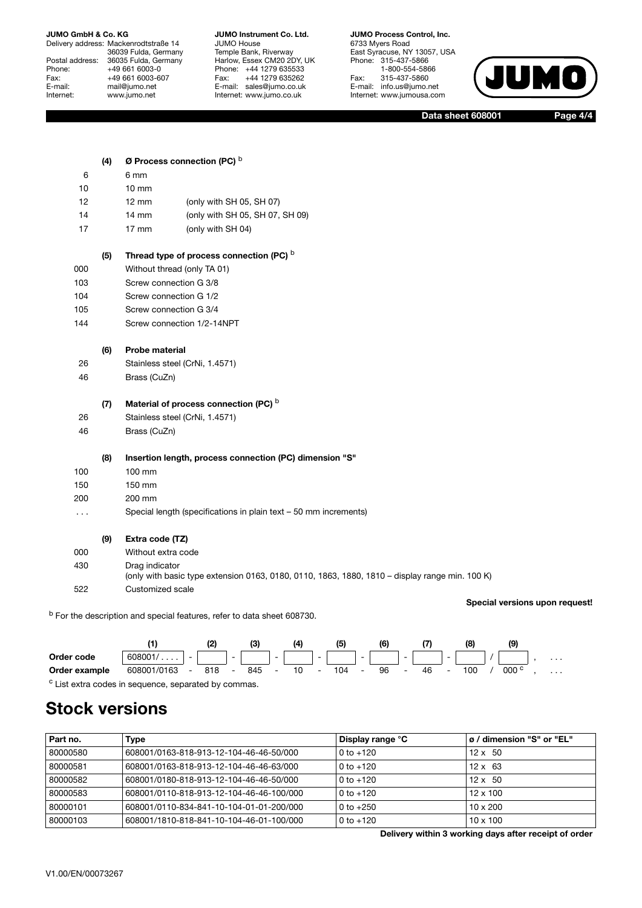| | (4) | Ø Process connection (PC) [b] | |
|---|---|---|---|
| 6 | | 6 mm | |
| 10 | | 10 mm | |
| 12 | | 12 mm | (only with SH 05, SH 07) |
| 14 | | 14 mm | (only with SH 05, SH 07, SH 09) |
| 17 | | 17 mm | (only with SH 04) |

| | (5) | Thread type of process connection (PC) [b] |
|---|---|---|
| 000 | | Without thread (only TA 01) |
| 103 | | Screw connection G 3/8 |
| 104 | | Screw connection G 1/2 |
| 105 | | Screw connection G 3/4 |
| 144 | | Screw connection 1/2-14NPT |

| | (6) | Probe material |
|---|---|---|
| 26 | | Stainless steel (CrNi, 1.4571) |
| 46 | | Brass (CuZn) |

| | (7) | Material of process connection (PC) [b] |
|---|---|---|
| 26 | | Stainless steel (CrNi, 1.4571) |
| 46 | | Brass (CuZn) |

| | (8) | Insertion length, process connection (PC) dimension "S" |
|---|---|---|
| 100 | | 100 mm |
| 150 | | 150 mm |
| 200 | | 200 mm |
| ... | | Special length (specifications in plain text – 50 mm increments) |

| | (9) | Extra code (TZ) |
|---|---|---|
| 000 | | Without extra code |
| 430 | | Drag indicator (only with basic type extension 0163, 0180, 0110, 1863, 1880, 1810 – display range min. 100 K) |
| 522 | | Customized scale |

**Special versions upon request!**

[b] For the description and special features, refer to data sheet 608730.

| | (1) | | (2) | | (3) | | (4) | | (5) | | (6) | | (7) | | (8) | | (9) | | |
|---|---|---|---|---|---|---|---|---|---|---|---|---|---|---|---|---|---|---|---|
| **Order code** | 608001/.... | - | | - | | - | | - | | - | | - | | - | | / | | , | ... |
| **Order example** | 608001/0163 | - | 818 | - | 845 | - | 10 | - | 104 | - | 96 | - | 46 | - | 100 | / | 000 [c] | , | ... |

[c] List extra codes in sequence, separated by commas.

# Stock versions

| Part no. | Type | Display range °C | ø / dimension "S" or "EL" |
|---|---|---|---|
| 80000580 | 608001/0163-818-913-12-104-46-46-50/000 | 0 to +120 | 12 x 50 |
| 80000581 | 608001/0163-818-913-12-104-46-46-63/000 | 0 to +120 | 12 x 63 |
| 80000582 | 608001/0180-818-913-12-104-46-46-50/000 | 0 to +120 | 12 x 50 |
| 80000583 | 608001/0110-818-913-12-104-46-46-100/000 | 0 to +120 | 12 x 100 |
| 80000101 | 608001/0110-834-841-10-104-01-01-200/000 | 0 to +250 | 10 x 200 |
| 80000103 | 608001/1810-818-841-10-104-46-01-100/000 | 0 to +120 | 10 x 100 |

**Delivery within 3 working days after receipt of order**

V1.00/EN/00073267